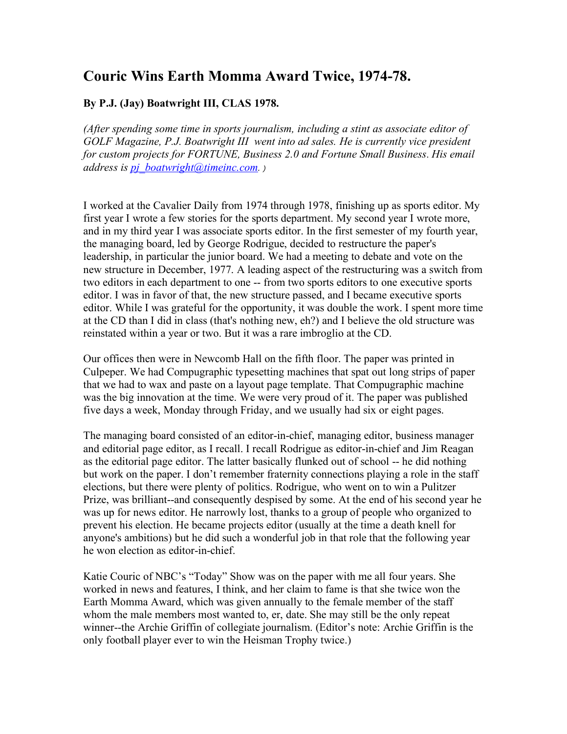# Couric Wins Earth Momma Award Twice, 1974-78.

**By P.J. (Jay) Boatwright III, CLAS 1978.**

*(After spending some time in sports journalism, including a stint as associate editor of GOLF Magazine, P.J. Boatwright III went into ad sales. He is currently vice president for custom projects for FORTUNE, Business 2.0 and Fortune Small Business. His email address is [pj_boatwright@timeinc.com](mailto:pj_boatwright@timeinc.com). )*

I worked at the Cavalier Daily from 1974 through 1978, finishing up as sports editor. My first year I wrote a few stories for the sports department. My second year I wrote more, and in my third year I was associate sports editor. In the first semester of my fourth year, the managing board, led by George Rodrigue, decided to restructure the paper's leadership, in particular the junior board. We had a meeting to debate and vote on the new structure in December, 1977. A leading aspect of the restructuring was a switch from two editors in each department to one -- from two sports editors to one executive sports editor. I was in favor of that, the new structure passed, and I became executive sports editor. While I was grateful for the opportunity, it was double the work. I spent more time at the CD than I did in class (that's nothing new, eh?) and I believe the old structure was reinstated within a year or two. But it was a rare imbroglio at the CD.

Our offices then were in Newcomb Hall on the fifth floor. The paper was printed in Culpeper. We had Compugraphic typesetting machines that spat out long strips of paper that we had to wax and paste on a layout page template. That Compugraphic machine was the big innovation at the time. We were very proud of it. The paper was published five days a week, Monday through Friday, and we usually had six or eight pages.

The managing board consisted of an editor-in-chief, managing editor, business manager and editorial page editor, as I recall. I recall Rodrigue as editor-in-chief and Jim Reagan as the editorial page editor. The latter basically flunked out of school -- he did nothing but work on the paper. I don't remember fraternity connections playing a role in the staff elections, but there were plenty of politics. Rodrigue, who went on to win a Pulitzer Prize, was brilliant--and consequently despised by some. At the end of his second year he was up for news editor. He narrowly lost, thanks to a group of people who organized to prevent his election. He became projects editor (usually at the time a death knell for anyone's ambitions) but he did such a wonderful job in that role that the following year he won election as editor-in-chief.

Katie Couric of NBC's "Today" Show was on the paper with me all four years. She worked in news and features, I think, and her claim to fame is that she twice won the Earth Momma Award, which was given annually to the female member of the staff whom the male members most wanted to, er, date. She may still be the only repeat winner--the Archie Griffin of collegiate journalism. (Editor's note: Archie Griffin is the only football player ever to win the Heisman Trophy twice.)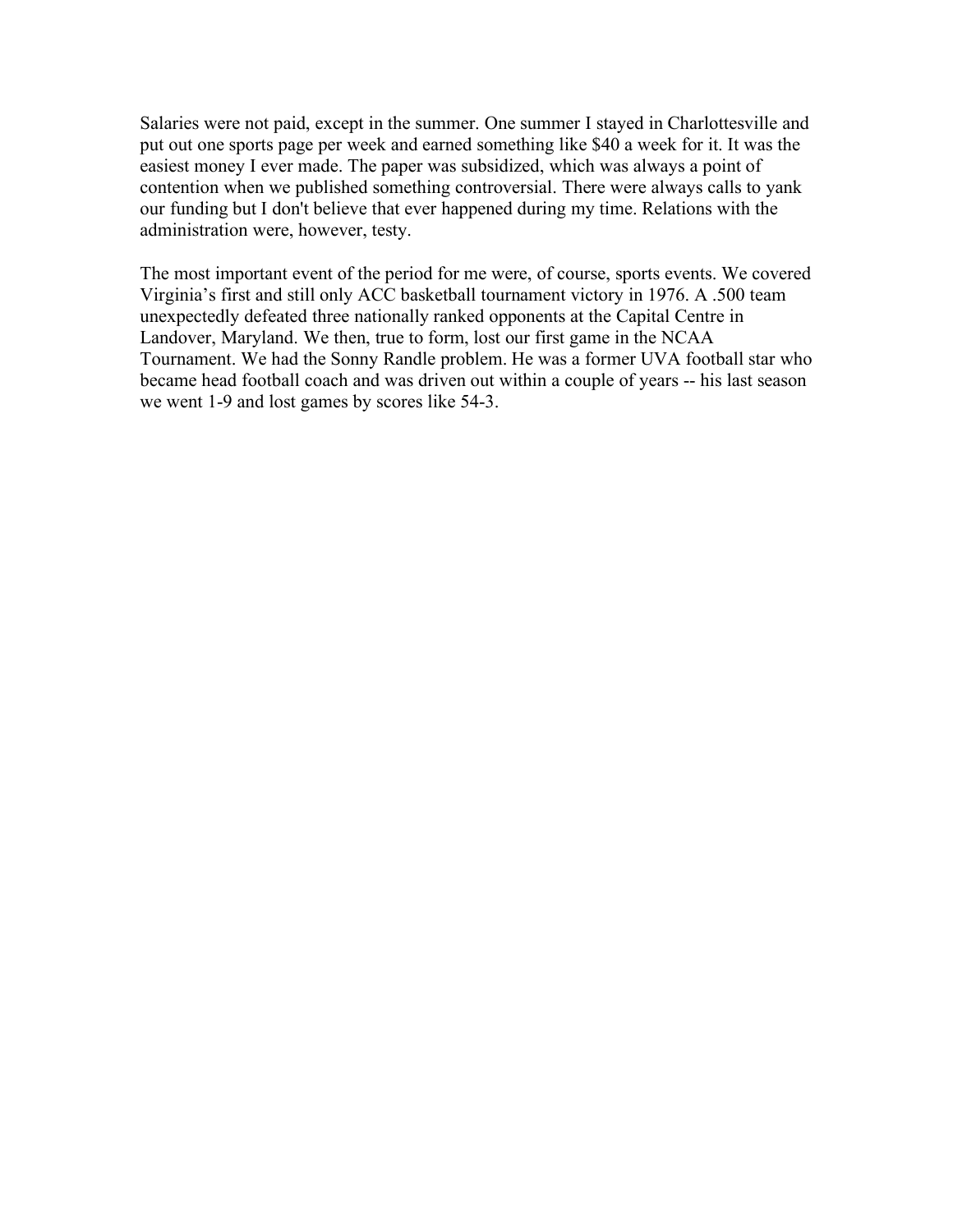Salaries were not paid, except in the summer. One summer I stayed in Charlottesville and put out one sports page per week and earned something like $40 a week for it. It was the easiest money I ever made. The paper was subsidized, which was always a point of contention when we published something controversial. There were always calls to yank our funding but I don't believe that ever happened during my time. Relations with the administration were, however, testy.

The most important event of the period for me were, of course, sports events. We covered Virginia's first and still only ACC basketball tournament victory in 1976. A .500 team unexpectedly defeated three nationally ranked opponents at the Capital Centre in Landover, Maryland. We then, true to form, lost our first game in the NCAA Tournament. We had the Sonny Randle problem. He was a former UVA football star who became head football coach and was driven out within a couple of years -- his last season we went 1-9 and lost games by scores like 54-3.